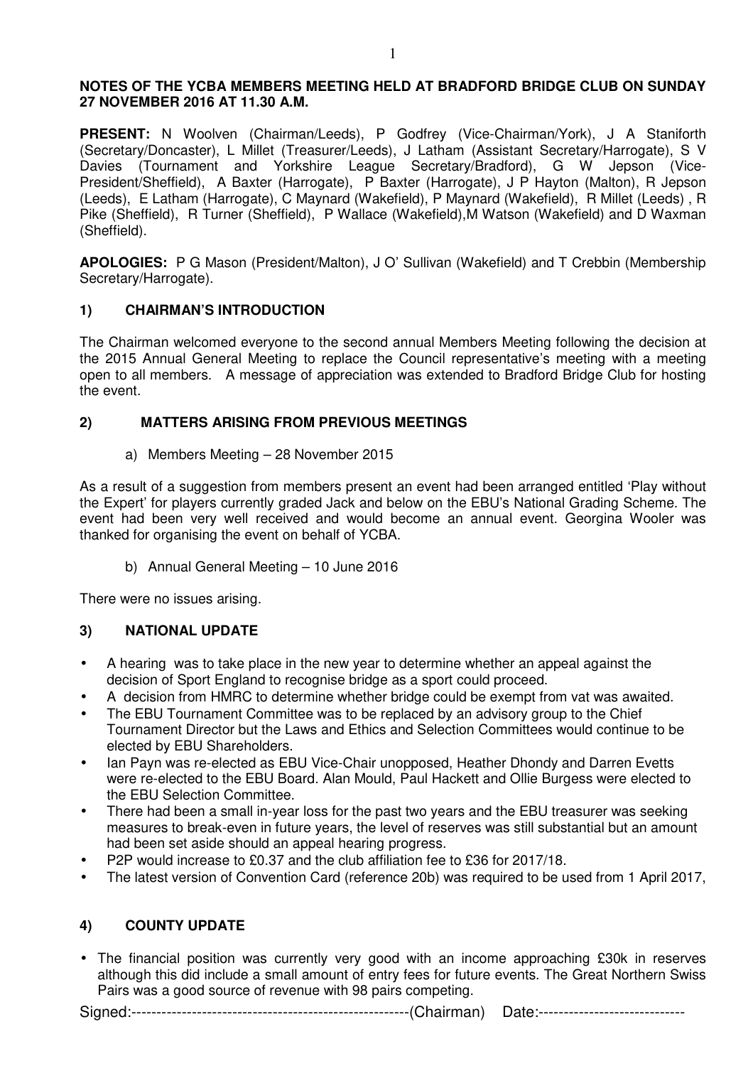**NOTES OF THE YCBA MEMBERS MEETING HELD AT BRADFORD BRIDGE CLUB ON SUNDAY 27 NOVEMBER 2016 AT 11.30 A.M.**

**PRESENT:** N Woolven (Chairman/Leeds), P Godfrey (Vice-Chairman/York), J A Staniforth (Secretary/Doncaster), L Millet (Treasurer/Leeds), J Latham (Assistant Secretary/Harrogate), S V Davies (Tournament and Yorkshire League Secretary/Bradford), G W Jepson (Vice-President/Sheffield), A Baxter (Harrogate), P Baxter (Harrogate), J P Hayton (Malton), R Jepson (Leeds), E Latham (Harrogate), C Maynard (Wakefield), P Maynard (Wakefield), R Millet (Leeds) , R Pike (Sheffield), R Turner (Sheffield), P Wallace (Wakefield),M Watson (Wakefield) and D Waxman (Sheffield).

**APOLOGIES:** P G Mason (President/Malton), J O' Sullivan (Wakefield) and T Crebbin (Membership Secretary/Harrogate).

## 1) CHAIRMAN'S INTRODUCTION

The Chairman welcomed everyone to the second annual Members Meeting following the decision at the 2015 Annual General Meeting to replace the Council representative's meeting with a meeting open to all members. A message of appreciation was extended to Bradford Bridge Club for hosting the event.

## 2) MATTERS ARISING FROM PREVIOUS MEETINGS

a) Members Meeting – 28 November 2015

As a result of a suggestion from members present an event had been arranged entitled 'Play without the Expert' for players currently graded Jack and below on the EBU's National Grading Scheme. The event had been very well received and would become an annual event. Georgina Wooler was thanked for organising the event on behalf of YCBA.

b) Annual General Meeting – 10 June 2016

There were no issues arising.

## 3) NATIONAL UPDATE

- A hearing was to take place in the new year to determine whether an appeal against the decision of Sport England to recognise bridge as a sport could proceed.
- A decision from HMRC to determine whether bridge could be exempt from vat was awaited.
- The EBU Tournament Committee was to be replaced by an advisory group to the Chief Tournament Director but the Laws and Ethics and Selection Committees would continue to be elected by EBU Shareholders.
- Ian Payn was re-elected as EBU Vice-Chair unopposed, Heather Dhondy and Darren Evetts were re-elected to the EBU Board. Alan Mould, Paul Hackett and Ollie Burgess were elected to the EBU Selection Committee.
- There had been a small in-year loss for the past two years and the EBU treasurer was seeking measures to break-even in future years, the level of reserves was still substantial but an amount had been set aside should an appeal hearing progress.
- P2P would increase to £0.37 and the club affiliation fee to £36 for 2017/18.
- The latest version of Convention Card (reference 20b) was required to be used from 1 April 2017,

## 4) COUNTY UPDATE

- The financial position was currently very good with an income approaching £30k in reserves although this did include a small amount of entry fees for future events. The Great Northern Swiss Pairs was a good source of revenue with 98 pairs competing.

Signed:-------------------------------------------------------(Chairman) Date:-----------------------------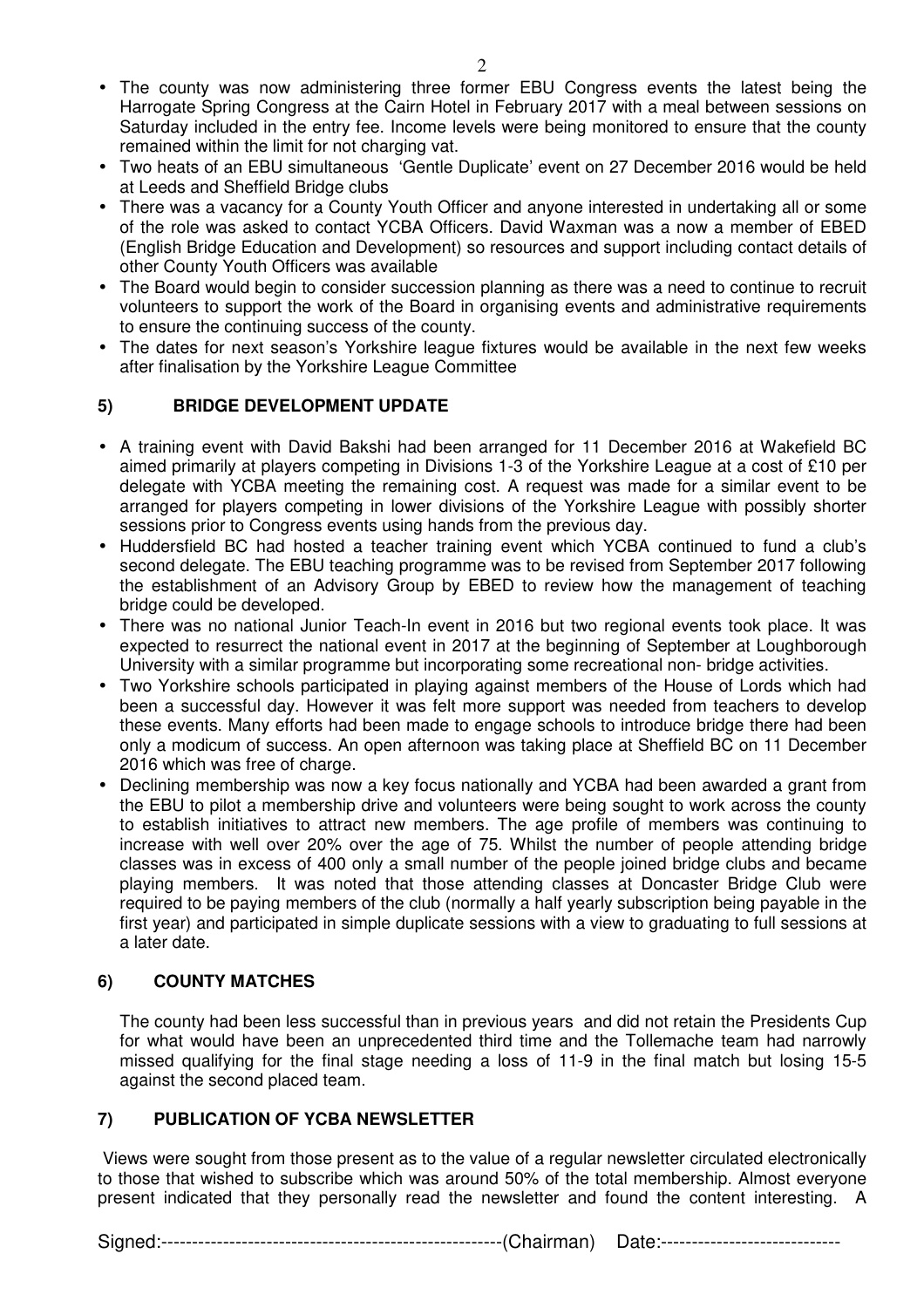- The county was now administering three former EBU Congress events the latest being the Harrogate Spring Congress at the Cairn Hotel in February 2017 with a meal between sessions on Saturday included in the entry fee. Income levels were being monitored to ensure that the county remained within the limit for not charging vat.
- Two heats of an EBU simultaneous 'Gentle Duplicate' event on 27 December 2016 would be held at Leeds and Sheffield Bridge clubs
- There was a vacancy for a County Youth Officer and anyone interested in undertaking all or some of the role was asked to contact YCBA Officers. David Waxman was a now a member of EBED (English Bridge Education and Development) so resources and support including contact details of other County Youth Officers was available
- The Board would begin to consider succession planning as there was a need to continue to recruit volunteers to support the work of the Board in organising events and administrative requirements to ensure the continuing success of the county.
- The dates for next season's Yorkshire league fixtures would be available in the next few weeks after finalisation by the Yorkshire League Committee

## 5) BRIDGE DEVELOPMENT UPDATE

- A training event with David Bakshi had been arranged for 11 December 2016 at Wakefield BC aimed primarily at players competing in Divisions 1-3 of the Yorkshire League at a cost of £10 per delegate with YCBA meeting the remaining cost. A request was made for a similar event to be arranged for players competing in lower divisions of the Yorkshire League with possibly shorter sessions prior to Congress events using hands from the previous day.
- Huddersfield BC had hosted a teacher training event which YCBA continued to fund a club's second delegate. The EBU teaching programme was to be revised from September 2017 following the establishment of an Advisory Group by EBED to review how the management of teaching bridge could be developed.
- There was no national Junior Teach-In event in 2016 but two regional events took place. It was expected to resurrect the national event in 2017 at the beginning of September at Loughborough University with a similar programme but incorporating some recreational non- bridge activities.
- Two Yorkshire schools participated in playing against members of the House of Lords which had been a successful day. However it was felt more support was needed from teachers to develop these events. Many efforts had been made to engage schools to introduce bridge there had been only a modicum of success. An open afternoon was taking place at Sheffield BC on 11 December 2016 which was free of charge.
- Declining membership was now a key focus nationally and YCBA had been awarded a grant from the EBU to pilot a membership drive and volunteers were being sought to work across the county to establish initiatives to attract new members. The age profile of members was continuing to increase with well over 20% over the age of 75. Whilst the number of people attending bridge classes was in excess of 400 only a small number of the people joined bridge clubs and became playing members. It was noted that those attending classes at Doncaster Bridge Club were required to be paying members of the club (normally a half yearly subscription being payable in the first year) and participated in simple duplicate sessions with a view to graduating to full sessions at a later date.

## 6) COUNTY MATCHES

The county had been less successful than in previous years and did not retain the Presidents Cup for what would have been an unprecedented third time and the Tollemache team had narrowly missed qualifying for the final stage needing a loss of 11-9 in the final match but losing 15-5 against the second placed team.

## 7) PUBLICATION OF YCBA NEWSLETTER

Views were sought from those present as to the value of a regular newsletter circulated electronically to those that wished to subscribe which was around 50% of the total membership. Almost everyone present indicated that they personally read the newsletter and found the content interesting. A

Signed:-------------------------------------------------------(Chairman) Date:-----------------------------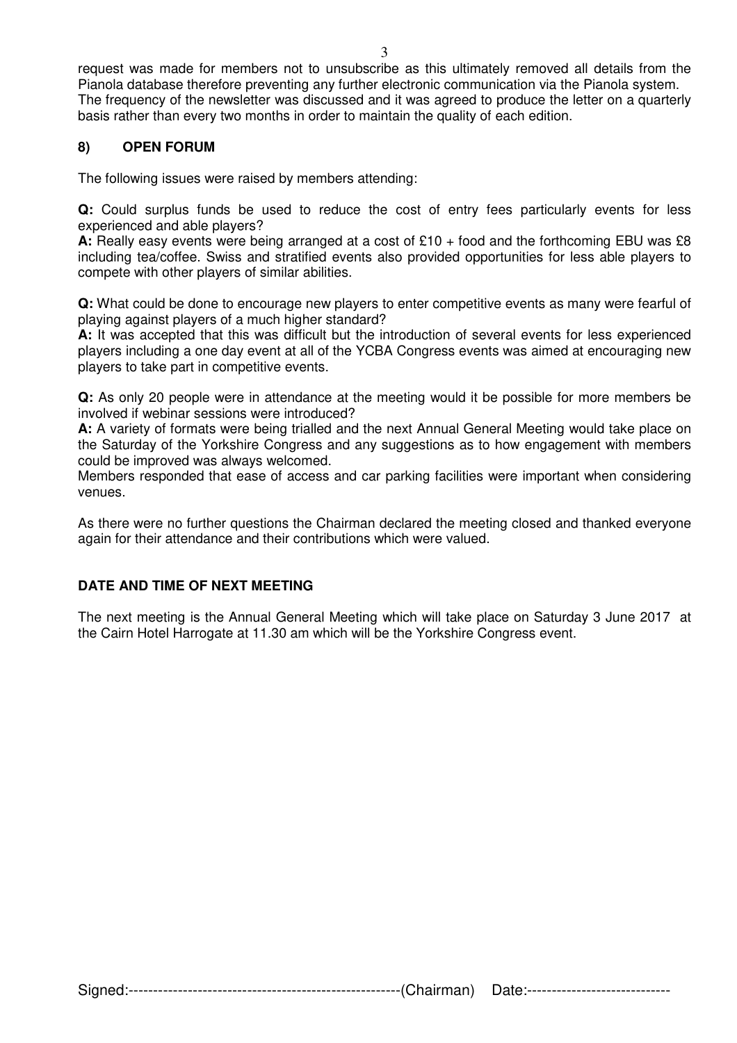request was made for members not to unsubscribe as this ultimately removed all details from the Pianola database therefore preventing any further electronic communication via the Pianola system. The frequency of the newsletter was discussed and it was agreed to produce the letter on a quarterly basis rather than every two months in order to maintain the quality of each edition.

## 8) OPEN FORUM

The following issues were raised by members attending:

**Q:** Could surplus funds be used to reduce the cost of entry fees particularly events for less experienced and able players?
**A:** Really easy events were being arranged at a cost of £10 + food and the forthcoming EBU was £8 including tea/coffee. Swiss and stratified events also provided opportunities for less able players to compete with other players of similar abilities.

**Q:** What could be done to encourage new players to enter competitive events as many were fearful of playing against players of a much higher standard?
**A:** It was accepted that this was difficult but the introduction of several events for less experienced players including a one day event at all of the YCBA Congress events was aimed at encouraging new players to take part in competitive events.

**Q:** As only 20 people were in attendance at the meeting would it be possible for more members be involved if webinar sessions were introduced?
**A:** A variety of formats were being trialled and the next Annual General Meeting would take place on the Saturday of the Yorkshire Congress and any suggestions as to how engagement with members could be improved was always welcomed.
Members responded that ease of access and car parking facilities were important when considering venues.

As there were no further questions the Chairman declared the meeting closed and thanked everyone again for their attendance and their contributions which were valued.

## DATE AND TIME OF NEXT MEETING

The next meeting is the Annual General Meeting which will take place on Saturday 3 June 2017 at the Cairn Hotel Harrogate at 11.30 am which will be the Yorkshire Congress event.

Signed:-------------------------------------------------------(Chairman) Date:-----------------------------